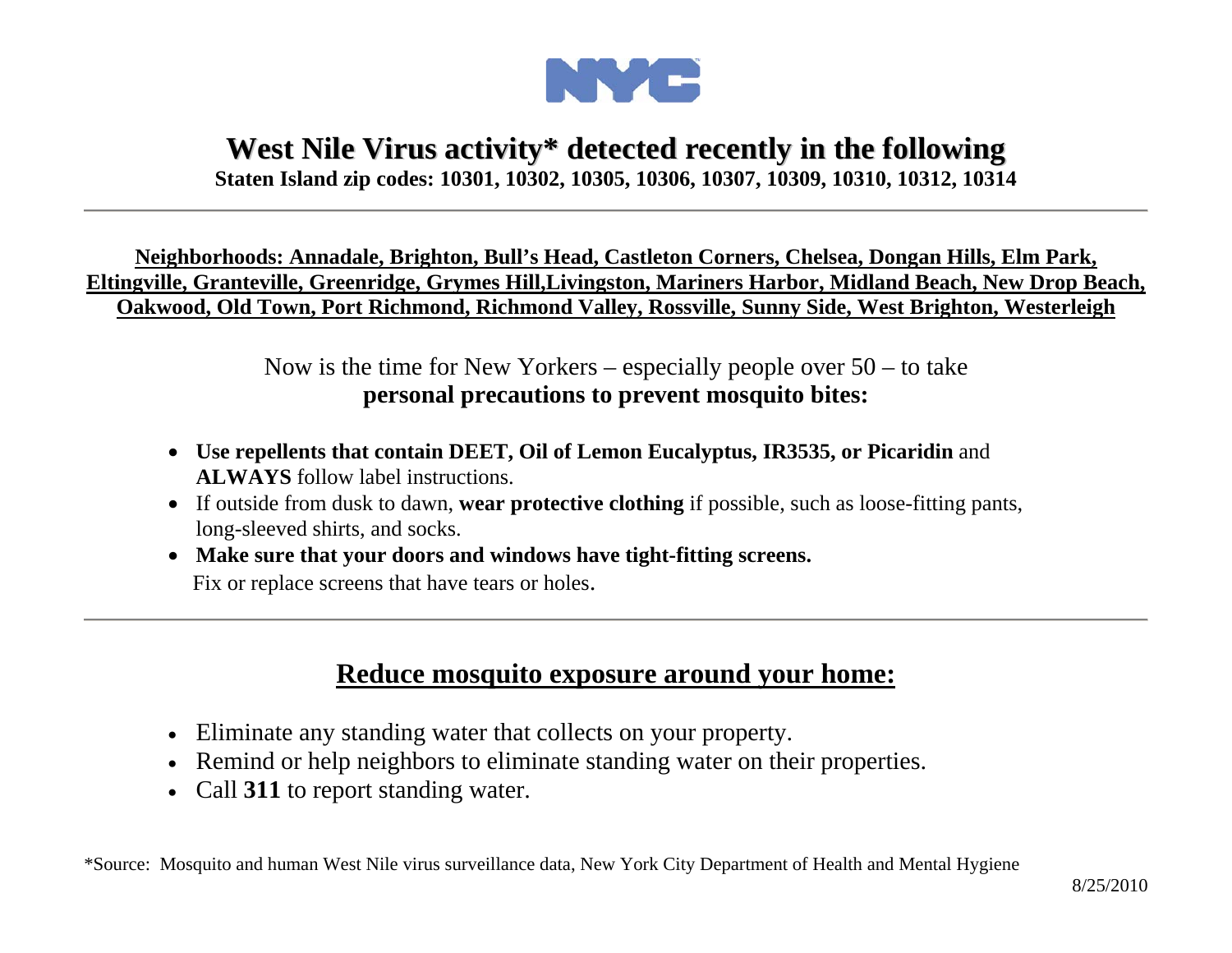# West Nile Virus activity* detected recently in the following

**Staten Island zip codes: 10301, 10302, 10305, 10306, 10307, 10309, 10310, 10312, 10314**

---

**Neighborhoods: Annadale, Brighton, Bull's Head, Castleton Corners, Chelsea, Dongan Hills, Elm Park, Eltingville, Granteville, Greenridge, Grymes Hill,Livingston, Mariners Harbor, Midland Beach, New Drop Beach, Oakwood, Old Town, Port Richmond, Richmond Valley, Rossville, Sunny Side, West Brighton, Westerleigh**

Now is the time for New Yorkers – especially people over 50 – to take
**personal precautions to prevent mosquito bites:**

- **Use repellents that contain DEET, Oil of Lemon Eucalyptus, IR3535, or Picaridin** and **ALWAYS** follow label instructions.
- If outside from dusk to dawn, **wear protective clothing** if possible, such as loose-fitting pants, long-sleeved shirts, and socks.
- **Make sure that your doors and windows have tight-fitting screens.** Fix or replace screens that have tears or holes.

---

## Reduce mosquito exposure around your home:

- Eliminate any standing water that collects on your property.
- Remind or help neighbors to eliminate standing water on their properties.
- Call **311** to report standing water.

*Source: Mosquito and human West Nile virus surveillance data, New York City Department of Health and Mental Hygiene

8/25/2010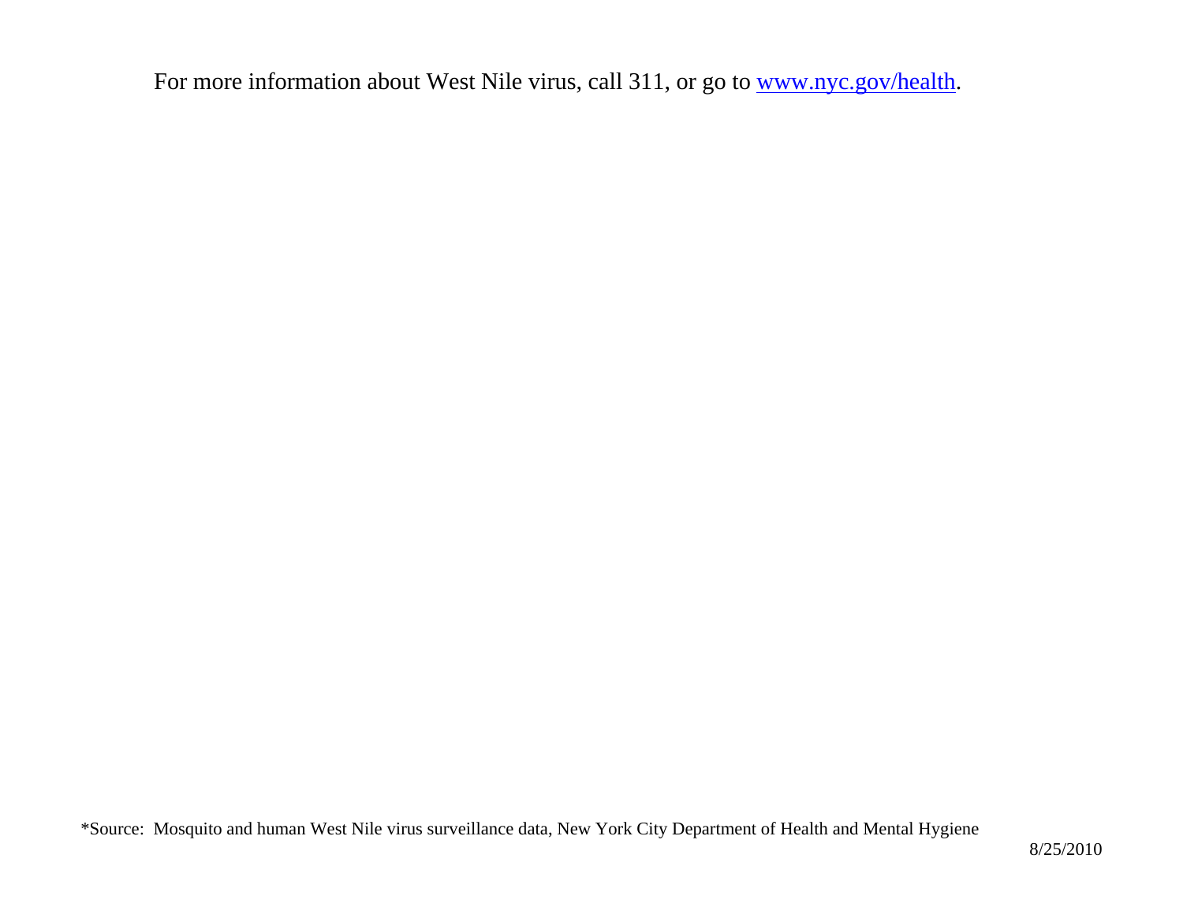For more information about West Nile virus, call 311, or go to [www.nyc.gov/health](http://www.nyc.gov/health).

*Source: Mosquito and human West Nile virus surveillance data, New York City Department of Health and Mental Hygiene

8/25/2010